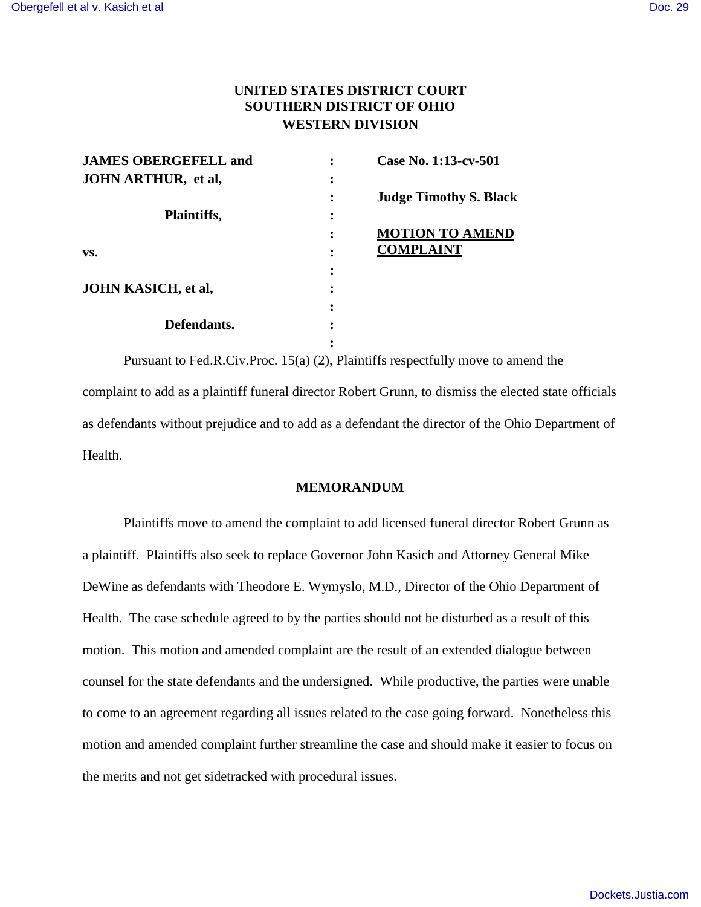**UNITED STATES DISTRICT COURT**
**SOUTHERN DISTRICT OF OHIO**
**WESTERN DIVISION**

| | | |
|---|---|---|
| **JAMES OBERGEFELL and JOHN ARTHUR, et al,** | : | **Case No. 1:13-cv-501** |
| | : | **Judge Timothy S. Black** |
| **Plaintiffs,** | : | |
| | : | **MOTION TO AMEND COMPLAINT** |
| **vs.** | : | |
| **JOHN KASICH, et al,** | : | |
| **Defendants.** | : | |

Pursuant to Fed.R.Civ.Proc. 15(a) (2), Plaintiffs respectfully move to amend the complaint to add as a plaintiff funeral director Robert Grunn, to dismiss the elected state officials as defendants without prejudice and to add as a defendant the director of the Ohio Department of Health.

**MEMORANDUM**

Plaintiffs move to amend the complaint to add licensed funeral director Robert Grunn as a plaintiff. Plaintiffs also seek to replace Governor John Kasich and Attorney General Mike DeWine as defendants with Theodore E. Wymyslo, M.D., Director of the Ohio Department of Health. The case schedule agreed to by the parties should not be disturbed as a result of this motion. This motion and amended complaint are the result of an extended dialogue between counsel for the state defendants and the undersigned. While productive, the parties were unable to come to an agreement regarding all issues related to the case going forward. Nonetheless this motion and amended complaint further streamline the case and should make it easier to focus on the merits and not get sidetracked with procedural issues.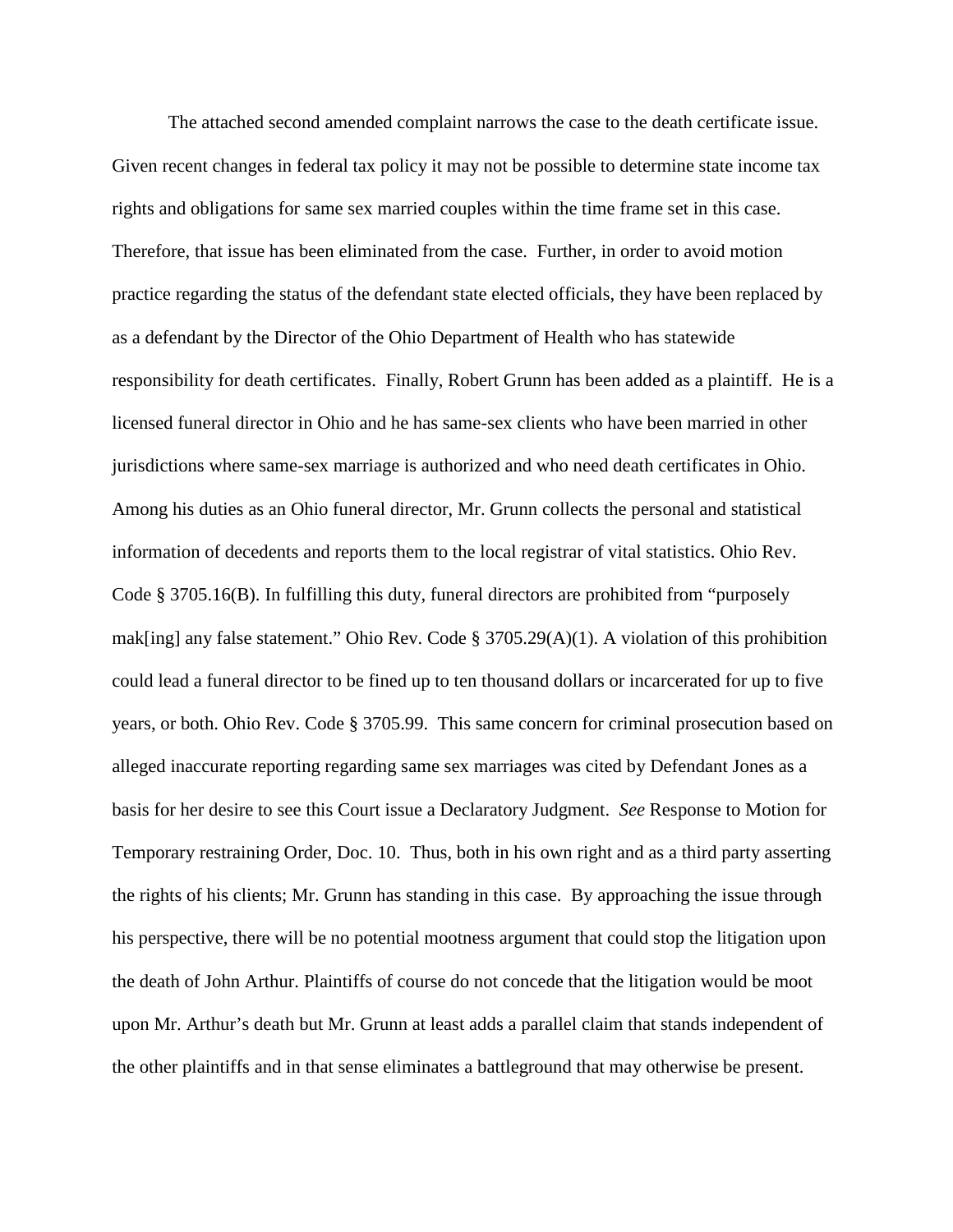The attached second amended complaint narrows the case to the death certificate issue. Given recent changes in federal tax policy it may not be possible to determine state income tax rights and obligations for same sex married couples within the time frame set in this case. Therefore, that issue has been eliminated from the case. Further, in order to avoid motion practice regarding the status of the defendant state elected officials, they have been replaced by as a defendant by the Director of the Ohio Department of Health who has statewide responsibility for death certificates. Finally, Robert Grunn has been added as a plaintiff. He is a licensed funeral director in Ohio and he has same-sex clients who have been married in other jurisdictions where same-sex marriage is authorized and who need death certificates in Ohio. Among his duties as an Ohio funeral director, Mr. Grunn collects the personal and statistical information of decedents and reports them to the local registrar of vital statistics. Ohio Rev. Code § 3705.16(B). In fulfilling this duty, funeral directors are prohibited from "purposely mak[ing] any false statement." Ohio Rev. Code § 3705.29(A)(1). A violation of this prohibition could lead a funeral director to be fined up to ten thousand dollars or incarcerated for up to five years, or both. Ohio Rev. Code § 3705.99. This same concern for criminal prosecution based on alleged inaccurate reporting regarding same sex marriages was cited by Defendant Jones as a basis for her desire to see this Court issue a Declaratory Judgment. *See* Response to Motion for Temporary restraining Order, Doc. 10. Thus, both in his own right and as a third party asserting the rights of his clients; Mr. Grunn has standing in this case. By approaching the issue through his perspective, there will be no potential mootness argument that could stop the litigation upon the death of John Arthur. Plaintiffs of course do not concede that the litigation would be moot upon Mr. Arthur's death but Mr. Grunn at least adds a parallel claim that stands independent of the other plaintiffs and in that sense eliminates a battleground that may otherwise be present.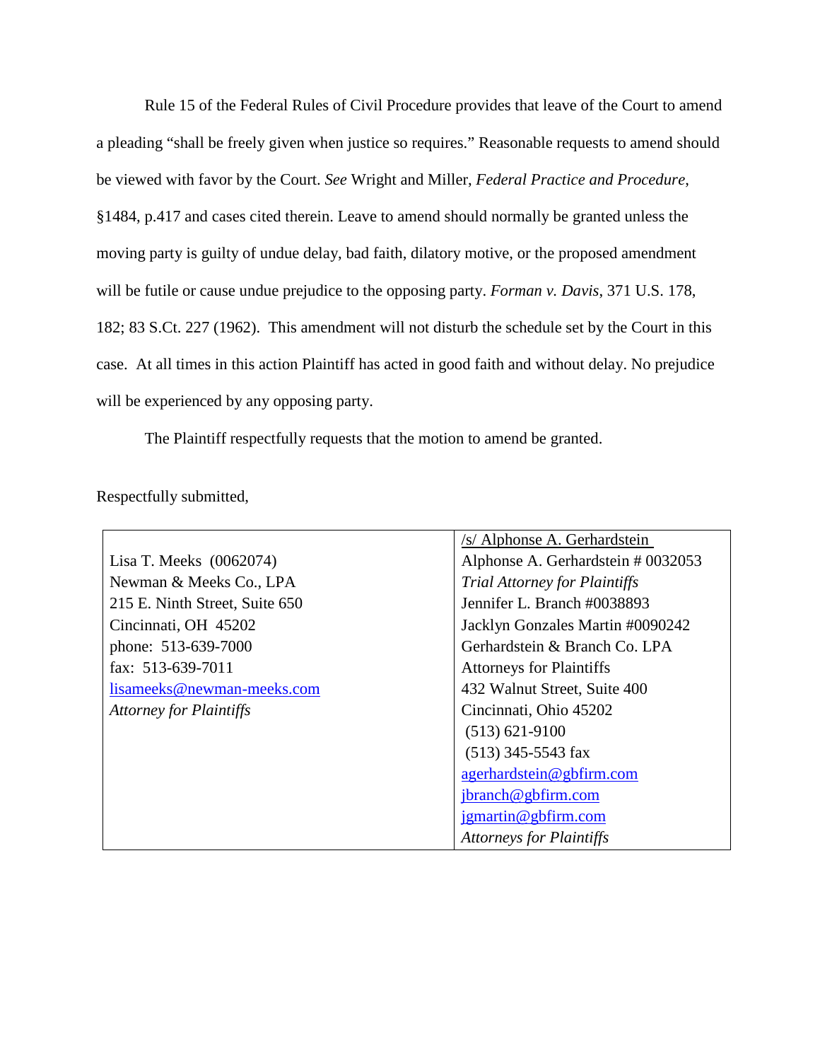Rule 15 of the Federal Rules of Civil Procedure provides that leave of the Court to amend a pleading "shall be freely given when justice so requires." Reasonable requests to amend should be viewed with favor by the Court. *See* Wright and Miller, *Federal Practice and Procedure*, §1484, p.417 and cases cited therein. Leave to amend should normally be granted unless the moving party is guilty of undue delay, bad faith, dilatory motive, or the proposed amendment will be futile or cause undue prejudice to the opposing party. *Forman v. Davis*, 371 U.S. 178, 182; 83 S.Ct. 227 (1962). This amendment will not disturb the schedule set by the Court in this case. At all times in this action Plaintiff has acted in good faith and without delay. No prejudice will be experienced by any opposing party.

The Plaintiff respectfully requests that the motion to amend be granted.

Respectfully submitted,

| | |
|---|---|
| Lisa T. Meeks (0062074)<br>Newman & Meeks Co., LPA<br>215 E. Ninth Street, Suite 650<br>Cincinnati, OH 45202<br>phone: 513-639-7000<br>fax: 513-639-7011<br>lisameeks@newman-meeks.com<br>*Attorney for Plaintiffs* | /s/ Alphonse A. Gerhardstein<br>Alphonse A. Gerhardstein # 0032053<br>*Trial Attorney for Plaintiffs*<br>Jennifer L. Branch #0038893<br>Jacklyn Gonzales Martin #0090242<br>Gerhardstein & Branch Co. LPA<br>Attorneys for Plaintiffs<br>432 Walnut Street, Suite 400<br>Cincinnati, Ohio 45202<br>(513) 621-9100<br>(513) 345-5543 fax<br>agerhardstein@gbfirm.com<br>jbranch@gbfirm.com<br>jgmartin@gbfirm.com<br>*Attorneys for Plaintiffs* |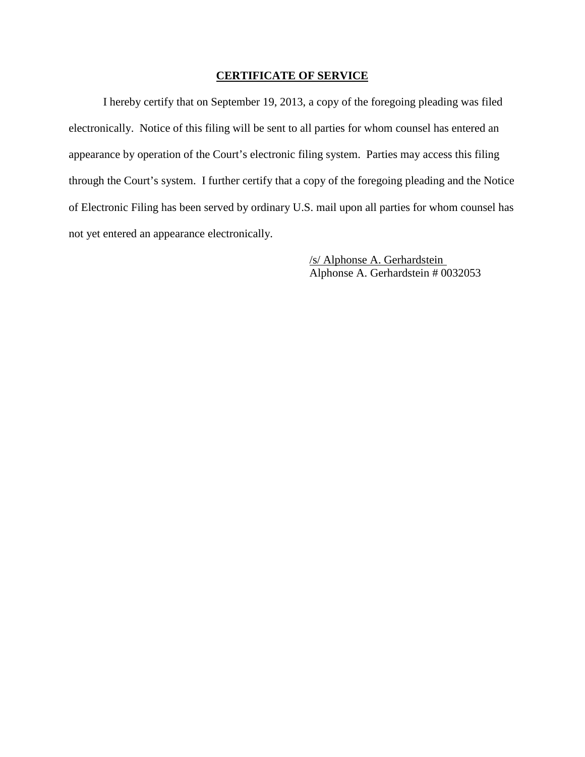## CERTIFICATE OF SERVICE

I hereby certify that on September 19, 2013, a copy of the foregoing pleading was filed electronically. Notice of this filing will be sent to all parties for whom counsel has entered an appearance by operation of the Court's electronic filing system. Parties may access this filing through the Court's system. I further certify that a copy of the foregoing pleading and the Notice of Electronic Filing has been served by ordinary U.S. mail upon all parties for whom counsel has not yet entered an appearance electronically.

/s/ Alphonse A. Gerhardstein
Alphonse A. Gerhardstein # 0032053